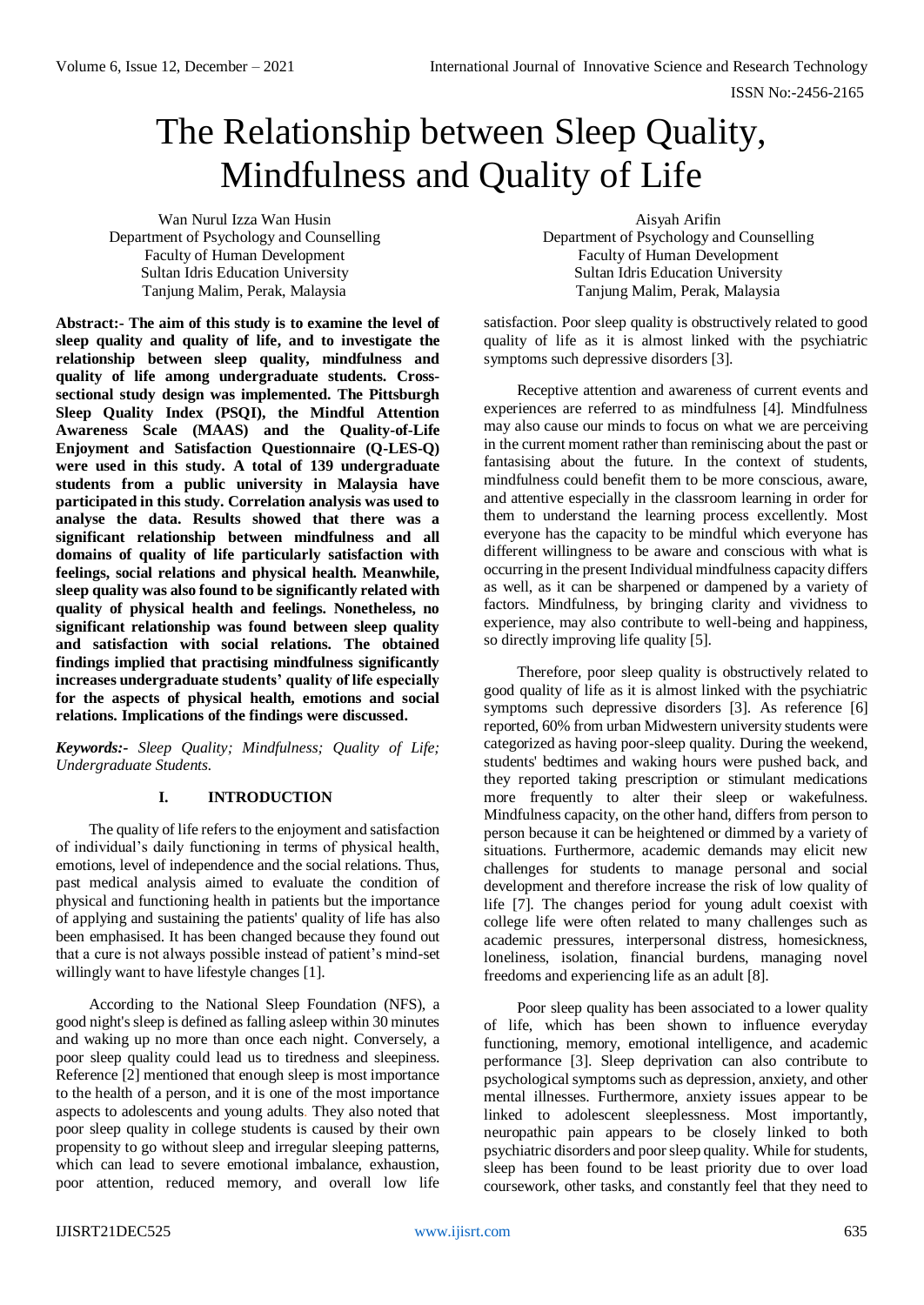# The Relationship between Sleep Quality, Mindfulness and Quality of Life

Wan Nurul Izza Wan Husin
Department of Psychology and Counselling
Faculty of Human Development
Sultan Idris Education University
Tanjung Malim, Perak, Malaysia

Aisyah Arifin
Department of Psychology and Counselling
Faculty of Human Development
Sultan Idris Education University
Tanjung Malim, Perak, Malaysia

**Abstract:- The aim of this study is to examine the level of sleep quality and quality of life, and to investigate the relationship between sleep quality, mindfulness and quality of life among undergraduate students. Cross-sectional study design was implemented. The Pittsburgh Sleep Quality Index (PSQI), the Mindful Attention Awareness Scale (MAAS) and the Quality-of-Life Enjoyment and Satisfaction Questionnaire (Q-LES-Q) were used in this study. A total of 139 undergraduate students from a public university in Malaysia have participated in this study. Correlation analysis was used to analyse the data. Results showed that there was a significant relationship between mindfulness and all domains of quality of life particularly satisfaction with feelings, social relations and physical health. Meanwhile, sleep quality was also found to be significantly related with quality of physical health and feelings. Nonetheless, no significant relationship was found between sleep quality and satisfaction with social relations. The obtained findings implied that practising mindfulness significantly increases undergraduate students' quality of life especially for the aspects of physical health, emotions and social relations. Implications of the findings were discussed.**

***Keywords:-*** *Sleep Quality; Mindfulness; Quality of Life; Undergraduate Students.*

## I. INTRODUCTION

The quality of life refers to the enjoyment and satisfaction of individual's daily functioning in terms of physical health, emotions, level of independence and the social relations. Thus, past medical analysis aimed to evaluate the condition of physical and functioning health in patients but the importance of applying and sustaining the patients' quality of life has also been emphasised. It has been changed because they found out that a cure is not always possible instead of patient's mind-set willingly want to have lifestyle changes [1].

According to the National Sleep Foundation (NFS), a good night's sleep is defined as falling asleep within 30 minutes and waking up no more than once each night. Conversely, a poor sleep quality could lead us to tiredness and sleepiness. Reference [2] mentioned that enough sleep is most importance to the health of a person, and it is one of the most importance aspects to adolescents and young adults. They also noted that poor sleep quality in college students is caused by their own propensity to go without sleep and irregular sleeping patterns, which can lead to severe emotional imbalance, exhaustion, poor attention, reduced memory, and overall low life satisfaction. Poor sleep quality is obstructively related to good quality of life as it is almost linked with the psychiatric symptoms such depressive disorders [3].

Receptive attention and awareness of current events and experiences are referred to as mindfulness [4]. Mindfulness may also cause our minds to focus on what we are perceiving in the current moment rather than reminiscing about the past or fantasising about the future. In the context of students, mindfulness could benefit them to be more conscious, aware, and attentive especially in the classroom learning in order for them to understand the learning process excellently. Most everyone has the capacity to be mindful which everyone has different willingness to be aware and conscious with what is occurring in the present Individual mindfulness capacity differs as well, as it can be sharpened or dampened by a variety of factors. Mindfulness, by bringing clarity and vividness to experience, may also contribute to well-being and happiness, so directly improving life quality [5].

Therefore, poor sleep quality is obstructively related to good quality of life as it is almost linked with the psychiatric symptoms such depressive disorders [3]. As reference [6] reported, 60% from urban Midwestern university students were categorized as having poor-sleep quality. During the weekend, students' bedtimes and waking hours were pushed back, and they reported taking prescription or stimulant medications more frequently to alter their sleep or wakefulness. Mindfulness capacity, on the other hand, differs from person to person because it can be heightened or dimmed by a variety of situations. Furthermore, academic demands may elicit new challenges for students to manage personal and social development and therefore increase the risk of low quality of life [7]. The changes period for young adult coexist with college life were often related to many challenges such as academic pressures, interpersonal distress, homesickness, loneliness, isolation, financial burdens, managing novel freedoms and experiencing life as an adult [8].

Poor sleep quality has been associated to a lower quality of life, which has been shown to influence everyday functioning, memory, emotional intelligence, and academic performance [3]. Sleep deprivation can also contribute to psychological symptoms such as depression, anxiety, and other mental illnesses. Furthermore, anxiety issues appear to be linked to adolescent sleeplessness. Most importantly, neuropathic pain appears to be closely linked to both psychiatric disorders and poor sleep quality. While for students, sleep has been found to be least priority due to over load coursework, other tasks, and constantly feel that they need to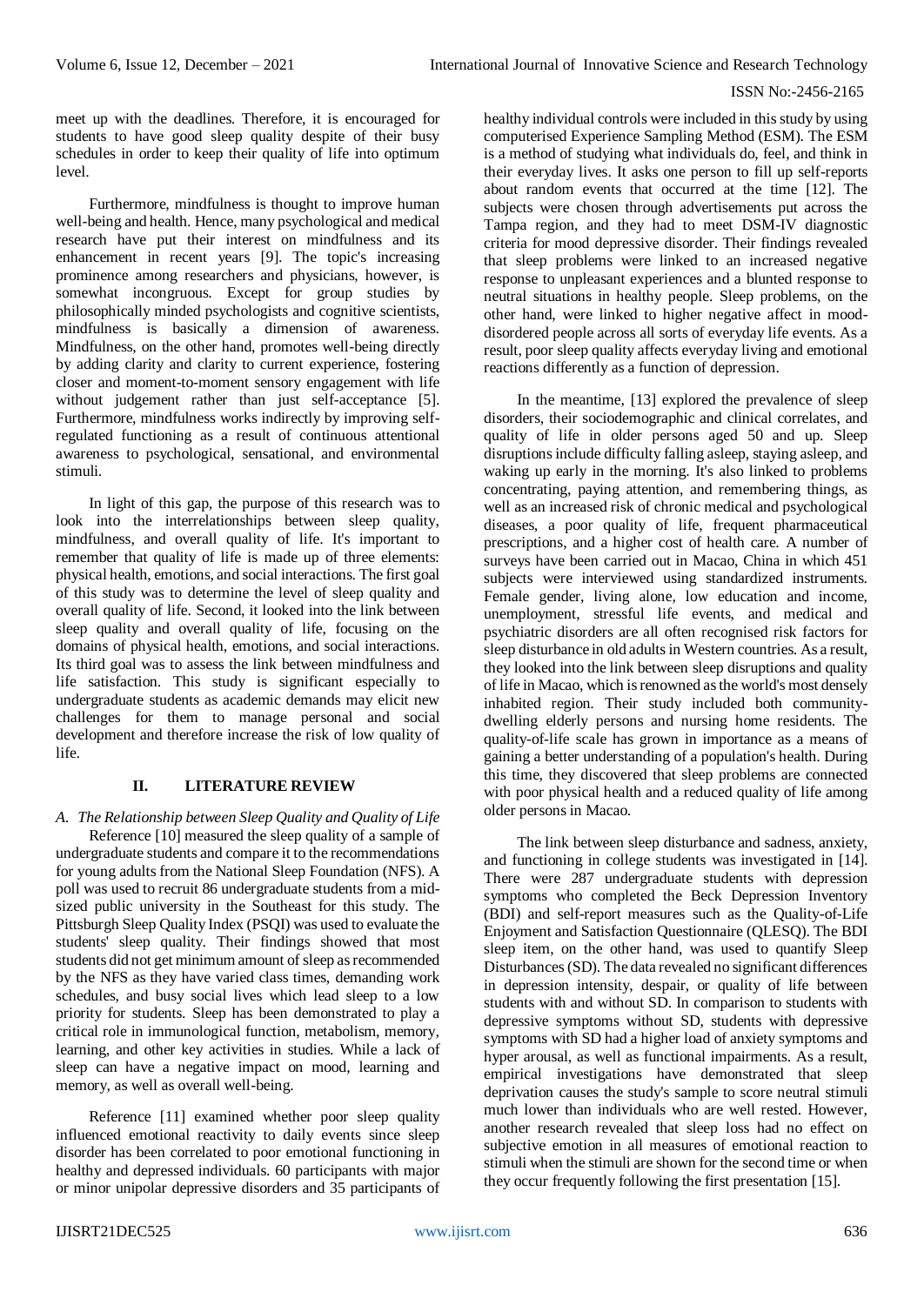meet up with the deadlines. Therefore, it is encouraged for students to have good sleep quality despite of their busy schedules in order to keep their quality of life into optimum level.

Furthermore, mindfulness is thought to improve human well-being and health. Hence, many psychological and medical research have put their interest on mindfulness and its enhancement in recent years [9]. The topic's increasing prominence among researchers and physicians, however, is somewhat incongruous. Except for group studies by philosophically minded psychologists and cognitive scientists, mindfulness is basically a dimension of awareness. Mindfulness, on the other hand, promotes well-being directly by adding clarity and clarity to current experience, fostering closer and moment-to-moment sensory engagement with life without judgement rather than just self-acceptance [5]. Furthermore, mindfulness works indirectly by improving self-regulated functioning as a result of continuous attentional awareness to psychological, sensational, and environmental stimuli.

In light of this gap, the purpose of this research was to look into the interrelationships between sleep quality, mindfulness, and overall quality of life. It's important to remember that quality of life is made up of three elements: physical health, emotions, and social interactions. The first goal of this study was to determine the level of sleep quality and overall quality of life. Second, it looked into the link between sleep quality and overall quality of life, focusing on the domains of physical health, emotions, and social interactions. Its third goal was to assess the link between mindfulness and life satisfaction. This study is significant especially to undergraduate students as academic demands may elicit new challenges for them to manage personal and social development and therefore increase the risk of low quality of life.

## II. LITERATURE REVIEW

### *A. The Relationship between Sleep Quality and Quality of Life*

Reference [10] measured the sleep quality of a sample of undergraduate students and compare it to the recommendations for young adults from the National Sleep Foundation (NFS). A poll was used to recruit 86 undergraduate students from a mid-sized public university in the Southeast for this study. The Pittsburgh Sleep Quality Index (PSQI) was used to evaluate the students' sleep quality. Their findings showed that most students did not get minimum amount of sleep as recommended by the NFS as they have varied class times, demanding work schedules, and busy social lives which lead sleep to a low priority for students. Sleep has been demonstrated to play a critical role in immunological function, metabolism, memory, learning, and other key activities in studies. While a lack of sleep can have a negative impact on mood, learning and memory, as well as overall well-being.

Reference [11] examined whether poor sleep quality influenced emotional reactivity to daily events since sleep disorder has been correlated to poor emotional functioning in healthy and depressed individuals. 60 participants with major or minor unipolar depressive disorders and 35 participants of healthy individual controls were included in this study by using computerised Experience Sampling Method (ESM). The ESM is a method of studying what individuals do, feel, and think in their everyday lives. It asks one person to fill up self-reports about random events that occurred at the time [12]. The subjects were chosen through advertisements put across the Tampa region, and they had to meet DSM-IV diagnostic criteria for mood depressive disorder. Their findings revealed that sleep problems were linked to an increased negative response to unpleasant experiences and a blunted response to neutral situations in healthy people. Sleep problems, on the other hand, were linked to higher negative affect in mood-disordered people across all sorts of everyday life events. As a result, poor sleep quality affects everyday living and emotional reactions differently as a function of depression.

In the meantime, [13] explored the prevalence of sleep disorders, their sociodemographic and clinical correlates, and quality of life in older persons aged 50 and up. Sleep disruptions include difficulty falling asleep, staying asleep, and waking up early in the morning. It's also linked to problems concentrating, paying attention, and remembering things, as well as an increased risk of chronic medical and psychological diseases, a poor quality of life, frequent pharmaceutical prescriptions, and a higher cost of health care. A number of surveys have been carried out in Macao, China in which 451 subjects were interviewed using standardized instruments. Female gender, living alone, low education and income, unemployment, stressful life events, and medical and psychiatric disorders are all often recognised risk factors for sleep disturbance in old adults in Western countries. As a result, they looked into the link between sleep disruptions and quality of life in Macao, which is renowned as the world's most densely inhabited region. Their study included both community-dwelling elderly persons and nursing home residents. The quality-of-life scale has grown in importance as a means of gaining a better understanding of a population's health. During this time, they discovered that sleep problems are connected with poor physical health and a reduced quality of life among older persons in Macao.

The link between sleep disturbance and sadness, anxiety, and functioning in college students was investigated in [14]. There were 287 undergraduate students with depression symptoms who completed the Beck Depression Inventory (BDI) and self-report measures such as the Quality-of-Life Enjoyment and Satisfaction Questionnaire (QLESQ). The BDI sleep item, on the other hand, was used to quantify Sleep Disturbances (SD). The data revealed no significant differences in depression intensity, despair, or quality of life between students with and without SD. In comparison to students with depressive symptoms without SD, students with depressive symptoms with SD had a higher load of anxiety symptoms and hyper arousal, as well as functional impairments. As a result, empirical investigations have demonstrated that sleep deprivation causes the study's sample to score neutral stimuli much lower than individuals who are well rested. However, another research revealed that sleep loss had no effect on subjective emotion in all measures of emotional reaction to stimuli when the stimuli are shown for the second time or when they occur frequently following the first presentation [15].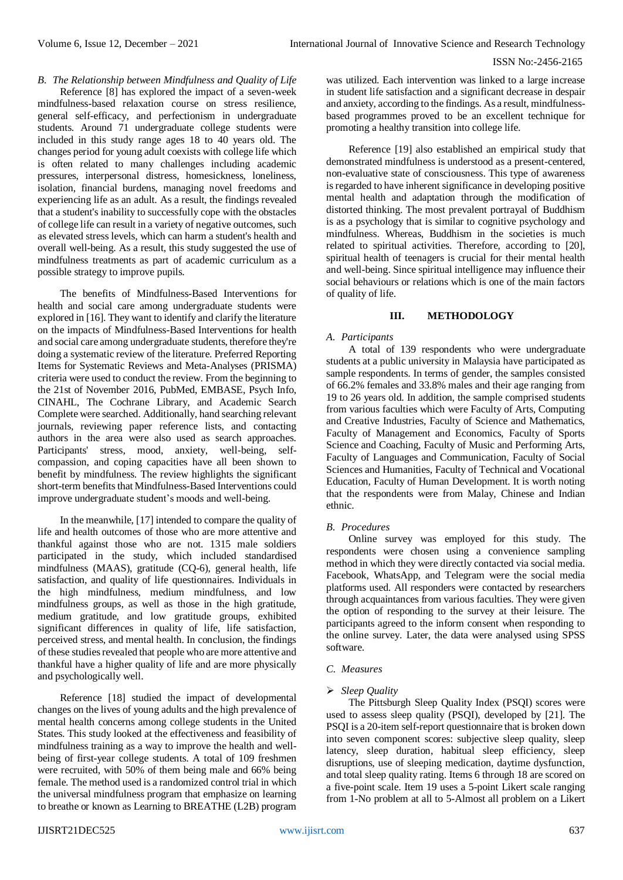### B. The Relationship between Mindfulness and Quality of Life

Reference [8] has explored the impact of a seven-week mindfulness-based relaxation course on stress resilience, general self-efficacy, and perfectionism in undergraduate students. Around 71 undergraduate college students were included in this study range ages 18 to 40 years old. The changes period for young adult coexists with college life which is often related to many challenges including academic pressures, interpersonal distress, homesickness, loneliness, isolation, financial burdens, managing novel freedoms and experiencing life as an adult. As a result, the findings revealed that a student's inability to successfully cope with the obstacles of college life can result in a variety of negative outcomes, such as elevated stress levels, which can harm a student's health and overall well-being. As a result, this study suggested the use of mindfulness treatments as part of academic curriculum as a possible strategy to improve pupils.

The benefits of Mindfulness-Based Interventions for health and social care among undergraduate students were explored in [16]. They want to identify and clarify the literature on the impacts of Mindfulness-Based Interventions for health and social care among undergraduate students, therefore they're doing a systematic review of the literature. Preferred Reporting Items for Systematic Reviews and Meta-Analyses (PRISMA) criteria were used to conduct the review. From the beginning to the 21st of November 2016, PubMed, EMBASE, Psych Info, CINAHL, The Cochrane Library, and Academic Search Complete were searched. Additionally, hand searching relevant journals, reviewing paper reference lists, and contacting authors in the area were also used as search approaches. Participants' stress, mood, anxiety, well-being, self-compassion, and coping capacities have all been shown to benefit by mindfulness. The review highlights the significant short-term benefits that Mindfulness-Based Interventions could improve undergraduate student's moods and well-being.

In the meanwhile, [17] intended to compare the quality of life and health outcomes of those who are more attentive and thankful against those who are not. 1315 male soldiers participated in the study, which included standardised mindfulness (MAAS), gratitude (CQ-6), general health, life satisfaction, and quality of life questionnaires. Individuals in the high mindfulness, medium mindfulness, and low mindfulness groups, as well as those in the high gratitude, medium gratitude, and low gratitude groups, exhibited significant differences in quality of life, life satisfaction, perceived stress, and mental health. In conclusion, the findings of these studies revealed that people who are more attentive and thankful have a higher quality of life and are more physically and psychologically well.

Reference [18] studied the impact of developmental changes on the lives of young adults and the high prevalence of mental health concerns among college students in the United States. This study looked at the effectiveness and feasibility of mindfulness training as a way to improve the health and well-being of first-year college students. A total of 109 freshmen were recruited, with 50% of them being male and 66% being female. The method used is a randomized control trial in which the universal mindfulness program that emphasize on learning to breathe or known as Learning to BREATHE (L2B) program was utilized. Each intervention was linked to a large increase in student life satisfaction and a significant decrease in despair and anxiety, according to the findings. As a result, mindfulness-based programmes proved to be an excellent technique for promoting a healthy transition into college life.

Reference [19] also established an empirical study that demonstrated mindfulness is understood as a present-centered, non-evaluative state of consciousness. This type of awareness is regarded to have inherent significance in developing positive mental health and adaptation through the modification of distorted thinking. The most prevalent portrayal of Buddhism is as a psychology that is similar to cognitive psychology and mindfulness. Whereas, Buddhism in the societies is much related to spiritual activities. Therefore, according to [20], spiritual health of teenagers is crucial for their mental health and well-being. Since spiritual intelligence may influence their social behaviours or relations which is one of the main factors of quality of life.

## III. METHODOLOGY

### A. Participants

A total of 139 respondents who were undergraduate students at a public university in Malaysia have participated as sample respondents. In terms of gender, the samples consisted of 66.2% females and 33.8% males and their age ranging from 19 to 26 years old. In addition, the sample comprised students from various faculties which were Faculty of Arts, Computing and Creative Industries, Faculty of Science and Mathematics, Faculty of Management and Economics, Faculty of Sports Science and Coaching, Faculty of Music and Performing Arts, Faculty of Languages and Communication, Faculty of Social Sciences and Humanities, Faculty of Technical and Vocational Education, Faculty of Human Development. It is worth noting that the respondents were from Malay, Chinese and Indian ethnic.

### B. Procedures

Online survey was employed for this study. The respondents were chosen using a convenience sampling method in which they were directly contacted via social media. Facebook, WhatsApp, and Telegram were the social media platforms used. All responders were contacted by researchers through acquaintances from various faculties. They were given the option of responding to the survey at their leisure. The participants agreed to the inform consent when responding to the online survey. Later, the data were analysed using SPSS software.

### C. Measures

- *Sleep Quality*

The Pittsburgh Sleep Quality Index (PSQI) scores were used to assess sleep quality (PSQI), developed by [21]. The PSQI is a 20-item self-report questionnaire that is broken down into seven component scores: subjective sleep quality, sleep latency, sleep duration, habitual sleep efficiency, sleep disruptions, use of sleeping medication, daytime dysfunction, and total sleep quality rating. Items 6 through 18 are scored on a five-point scale. Item 19 uses a 5-point Likert scale ranging from 1-No problem at all to 5-Almost all problem on a Likert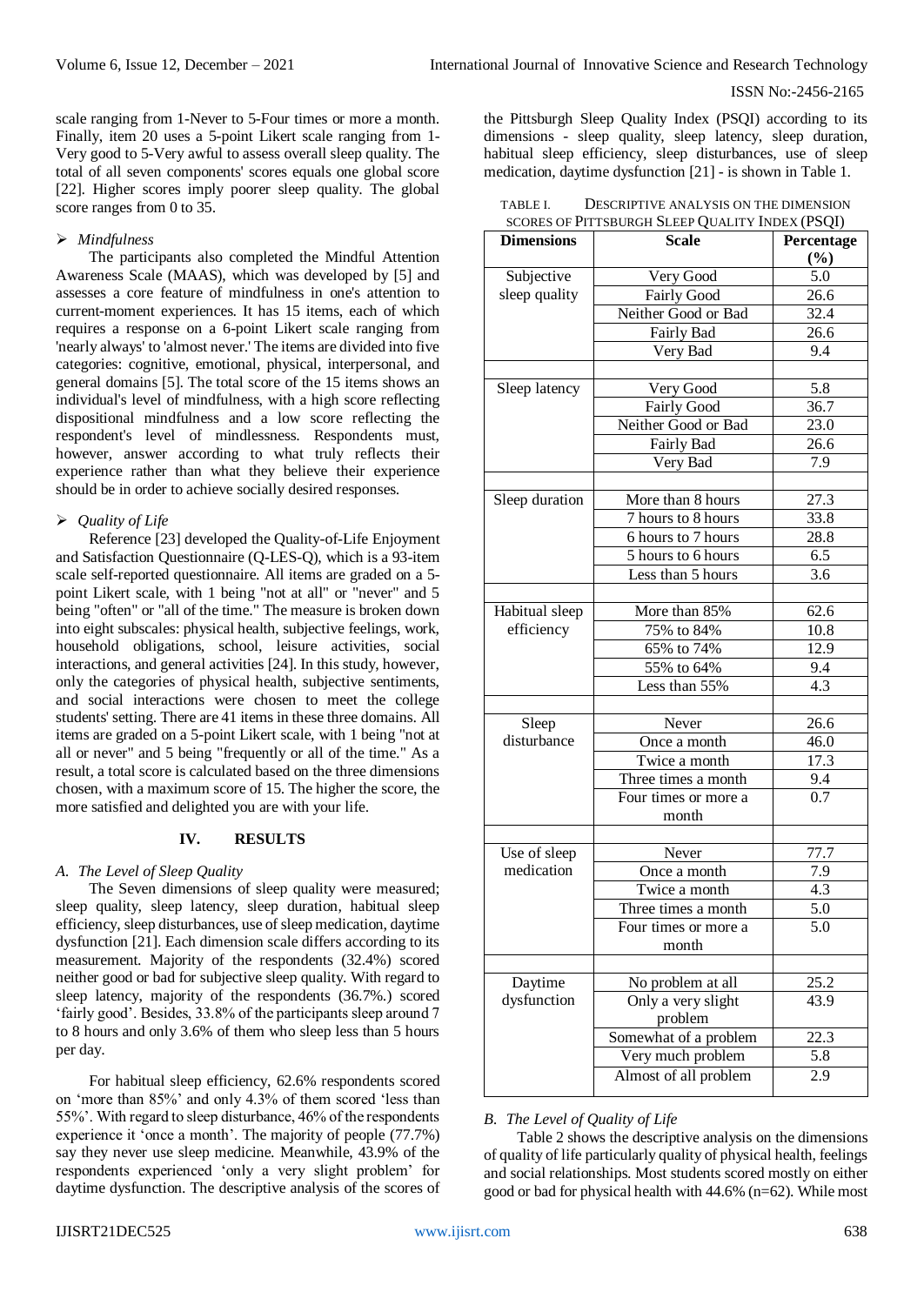scale ranging from 1-Never to 5-Four times or more a month. Finally, item 20 uses a 5-point Likert scale ranging from 1-Very good to 5-Very awful to assess overall sleep quality. The total of all seven components' scores equals one global score [22]. Higher scores imply poorer sleep quality. The global score ranges from 0 to 35.

- *Mindfulness*

The participants also completed the Mindful Attention Awareness Scale (MAAS), which was developed by [5] and assesses a core feature of mindfulness in one's attention to current-moment experiences. It has 15 items, each of which requires a response on a 6-point Likert scale ranging from 'nearly always' to 'almost never.' The items are divided into five categories: cognitive, emotional, physical, interpersonal, and general domains [5]. The total score of the 15 items shows an individual's level of mindfulness, with a high score reflecting dispositional mindfulness and a low score reflecting the respondent's level of mindlessness. Respondents must, however, answer according to what truly reflects their experience rather than what they believe their experience should be in order to achieve socially desired responses.

- *Quality of Life*

Reference [23] developed the Quality-of-Life Enjoyment and Satisfaction Questionnaire (Q-LES-Q), which is a 93-item scale self-reported questionnaire. All items are graded on a 5-point Likert scale, with 1 being "not at all" or "never" and 5 being "often" or "all of the time." The measure is broken down into eight subscales: physical health, subjective feelings, work, household obligations, school, leisure activities, social interactions, and general activities [24]. In this study, however, only the categories of physical health, subjective sentiments, and social interactions were chosen to meet the college students' setting. There are 41 items in these three domains. All items are graded on a 5-point Likert scale, with 1 being "not at all or never" and 5 being "frequently or all of the time." As a result, a total score is calculated based on the three dimensions chosen, with a maximum score of 15. The higher the score, the more satisfied and delighted you are with your life.

## IV. RESULTS

### *A. The Level of Sleep Quality*

The Seven dimensions of sleep quality were measured; sleep quality, sleep latency, sleep duration, habitual sleep efficiency, sleep disturbances, use of sleep medication, daytime dysfunction [21]. Each dimension scale differs according to its measurement. Majority of the respondents (32.4%) scored neither good or bad for subjective sleep quality. With regard to sleep latency, majority of the respondents (36.7%.) scored 'fairly good'. Besides, 33.8% of the participants sleep around 7 to 8 hours and only 3.6% of them who sleep less than 5 hours per day.

For habitual sleep efficiency, 62.6% respondents scored on 'more than 85%' and only 4.3% of them scored 'less than 55%'. With regard to sleep disturbance, 46% of the respondents experience it 'once a month'. The majority of people (77.7%) say they never use sleep medicine. Meanwhile, 43.9% of the respondents experienced 'only a very slight problem' for daytime dysfunction. The descriptive analysis of the scores of the Pittsburgh Sleep Quality Index (PSQI) according to its dimensions - sleep quality, sleep latency, sleep duration, habitual sleep efficiency, sleep disturbances, use of sleep medication, daytime dysfunction [21] - is shown in Table 1.

TABLE I. DESCRIPTIVE ANALYSIS ON THE DIMENSION SCORES OF PITTSBURGH SLEEP QUALITY INDEX (PSQI)

| Dimensions | Scale | Percentage (%) |
|---|---|---|
| Subjective sleep quality | Very Good | 5.0 |
| | Fairly Good | 26.6 |
| | Neither Good or Bad | 32.4 |
| | Fairly Bad | 26.6 |
| | Very Bad | 9.4 |
| | | |
| Sleep latency | Very Good | 5.8 |
| | Fairly Good | 36.7 |
| | Neither Good or Bad | 23.0 |
| | Fairly Bad | 26.6 |
| | Very Bad | 7.9 |
| | | |
| Sleep duration | More than 8 hours | 27.3 |
| | 7 hours to 8 hours | 33.8 |
| | 6 hours to 7 hours | 28.8 |
| | 5 hours to 6 hours | 6.5 |
| | Less than 5 hours | 3.6 |
| | | |
| Habitual sleep efficiency | More than 85% | 62.6 |
| | 75% to 84% | 10.8 |
| | 65% to 74% | 12.9 |
| | 55% to 64% | 9.4 |
| | Less than 55% | 4.3 |
| | | |
| Sleep disturbance | Never | 26.6 |
| | Once a month | 46.0 |
| | Twice a month | 17.3 |
| | Three times a month | 9.4 |
| | Four times or more a month | 0.7 |
| | | |
| Use of sleep medication | Never | 77.7 |
| | Once a month | 7.9 |
| | Twice a month | 4.3 |
| | Three times a month | 5.0 |
| | Four times or more a month | 5.0 |
| | | |
| Daytime dysfunction | No problem at all | 25.2 |
| | Only a very slight problem | 43.9 |
| | Somewhat of a problem | 22.3 |
| | Very much problem | 5.8 |
| | Almost of all problem | 2.9 |

### *B. The Level of Quality of Life*

Table 2 shows the descriptive analysis on the dimensions of quality of life particularly quality of physical health, feelings and social relationships. Most students scored mostly on either good or bad for physical health with 44.6% (n=62). While most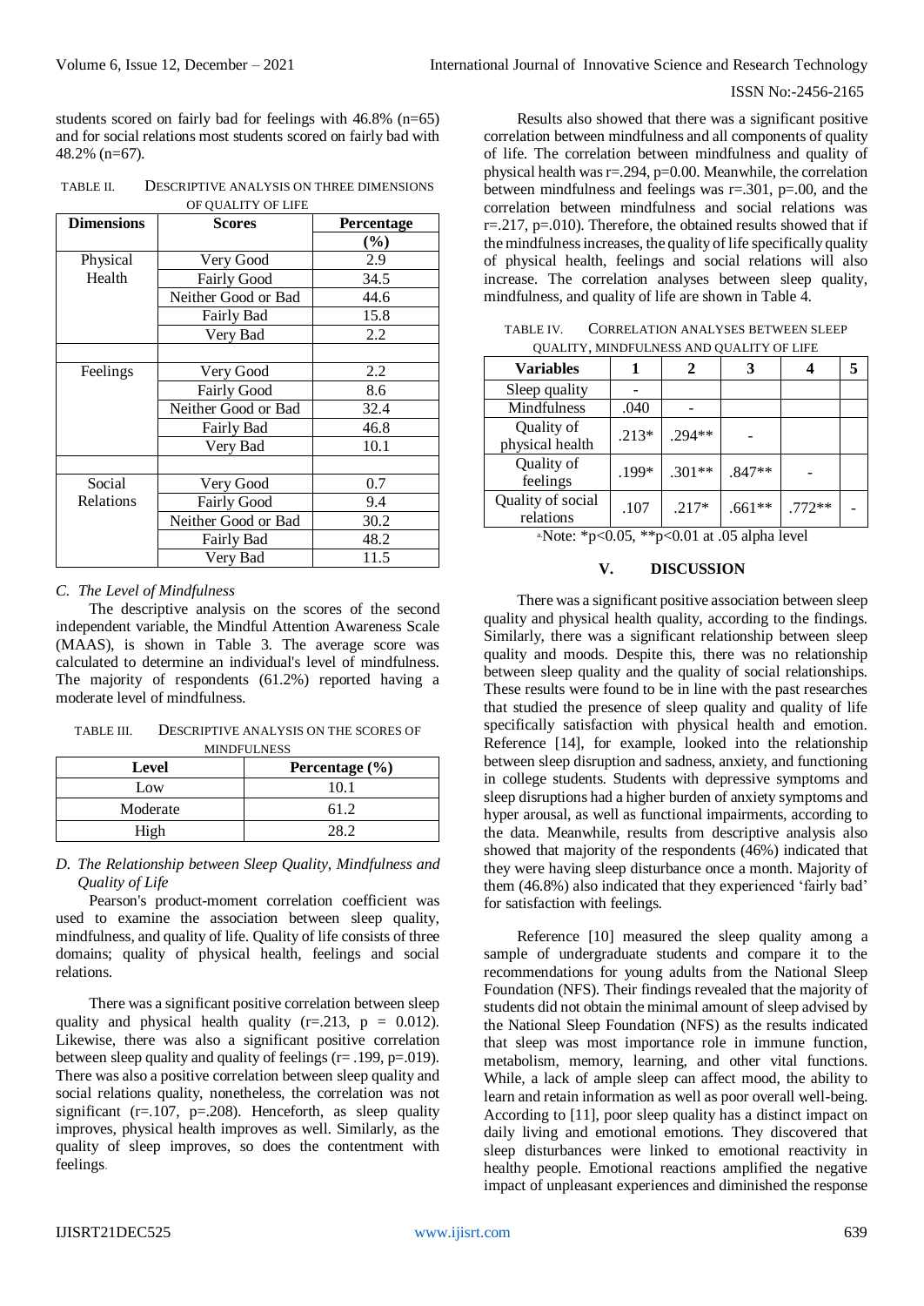students scored on fairly bad for feelings with 46.8% (n=65) and for social relations most students scored on fairly bad with 48.2% (n=67).

TABLE II. DESCRIPTIVE ANALYSIS ON THREE DIMENSIONS OF QUALITY OF LIFE

| Dimensions | Scores | Percentage (%) |
|---|---|---|
| Physical Health | Very Good | 2.9 |
| | Fairly Good | 34.5 |
| | Neither Good or Bad | 44.6 |
| | Fairly Bad | 15.8 |
| | Very Bad | 2.2 |
| | | |
| Feelings | Very Good | 2.2 |
| | Fairly Good | 8.6 |
| | Neither Good or Bad | 32.4 |
| | Fairly Bad | 46.8 |
| | Very Bad | 10.1 |
| | | |
| Social Relations | Very Good | 0.7 |
| | Fairly Good | 9.4 |
| | Neither Good or Bad | 30.2 |
| | Fairly Bad | 48.2 |
| | Very Bad | 11.5 |

### *C. The Level of Mindfulness*

The descriptive analysis on the scores of the second independent variable, the Mindful Attention Awareness Scale (MAAS), is shown in Table 3. The average score was calculated to determine an individual's level of mindfulness. The majority of respondents (61.2%) reported having a moderate level of mindfulness.

TABLE III. DESCRIPTIVE ANALYSIS ON THE SCORES OF MINDFULNESS

| Level | Percentage (%) |
|---|---|
| Low | 10.1 |
| Moderate | 61.2 |
| High | 28.2 |

### *D. The Relationship between Sleep Quality, Mindfulness and Quality of Life*

Pearson's product-moment correlation coefficient was used to examine the association between sleep quality, mindfulness, and quality of life. Quality of life consists of three domains; quality of physical health, feelings and social relations.

There was a significant positive correlation between sleep quality and physical health quality (r=.213, p = 0.012). Likewise, there was also a significant positive correlation between sleep quality and quality of feelings (r= .199, p=.019). There was also a positive correlation between sleep quality and social relations quality, nonetheless, the correlation was not significant (r=.107, p=.208). Henceforth, as sleep quality improves, physical health improves as well. Similarly, as the quality of sleep improves, so does the contentment with feelings.

Results also showed that there was a significant positive correlation between mindfulness and all components of quality of life. The correlation between mindfulness and quality of physical health was r=.294, p=0.00. Meanwhile, the correlation between mindfulness and feelings was r=.301, p=.00, and the correlation between mindfulness and social relations was r=.217, p=.010). Therefore, the obtained results showed that if the mindfulness increases, the quality of life specifically quality of physical health, feelings and social relations will also increase. The correlation analyses between sleep quality, mindfulness, and quality of life are shown in Table 4.

TABLE IV. CORRELATION ANALYSES BETWEEN SLEEP QUALITY, MINDFULNESS AND QUALITY OF LIFE

| Variables | 1 | 2 | 3 | 4 | 5 |
|---|---|---|---|---|---|
| Sleep quality | - | | | | |
| Mindfulness | .040 | - | | | |
| Quality of physical health | .213* | .294** | - | | |
| Quality of feelings | .199* | .301** | .847** | - | |
| Quality of social relations | .107 | .217* | .661** | .772** | - |

[a]Note: *p<0.05, **p<0.01 at .05 alpha level

## V. DISCUSSION

There was a significant positive association between sleep quality and physical health quality, according to the findings. Similarly, there was a significant relationship between sleep quality and moods. Despite this, there was no relationship between sleep quality and the quality of social relationships. These results were found to be in line with the past researches that studied the presence of sleep quality and quality of life specifically satisfaction with physical health and emotion. Reference [14], for example, looked into the relationship between sleep disruption and sadness, anxiety, and functioning in college students. Students with depressive symptoms and sleep disruptions had a higher burden of anxiety symptoms and hyper arousal, as well as functional impairments, according to the data. Meanwhile, results from descriptive analysis also showed that majority of the respondents (46%) indicated that they were having sleep disturbance once a month. Majority of them (46.8%) also indicated that they experienced 'fairly bad' for satisfaction with feelings.

Reference [10] measured the sleep quality among a sample of undergraduate students and compare it to the recommendations for young adults from the National Sleep Foundation (NFS). Their findings revealed that the majority of students did not obtain the minimal amount of sleep advised by the National Sleep Foundation (NFS) as the results indicated that sleep was most importance role in immune function, metabolism, memory, learning, and other vital functions. While, a lack of ample sleep can affect mood, the ability to learn and retain information as well as poor overall well-being. According to [11], poor sleep quality has a distinct impact on daily living and emotional emotions. They discovered that sleep disturbances were linked to emotional reactivity in healthy people. Emotional reactions amplified the negative impact of unpleasant experiences and diminished the response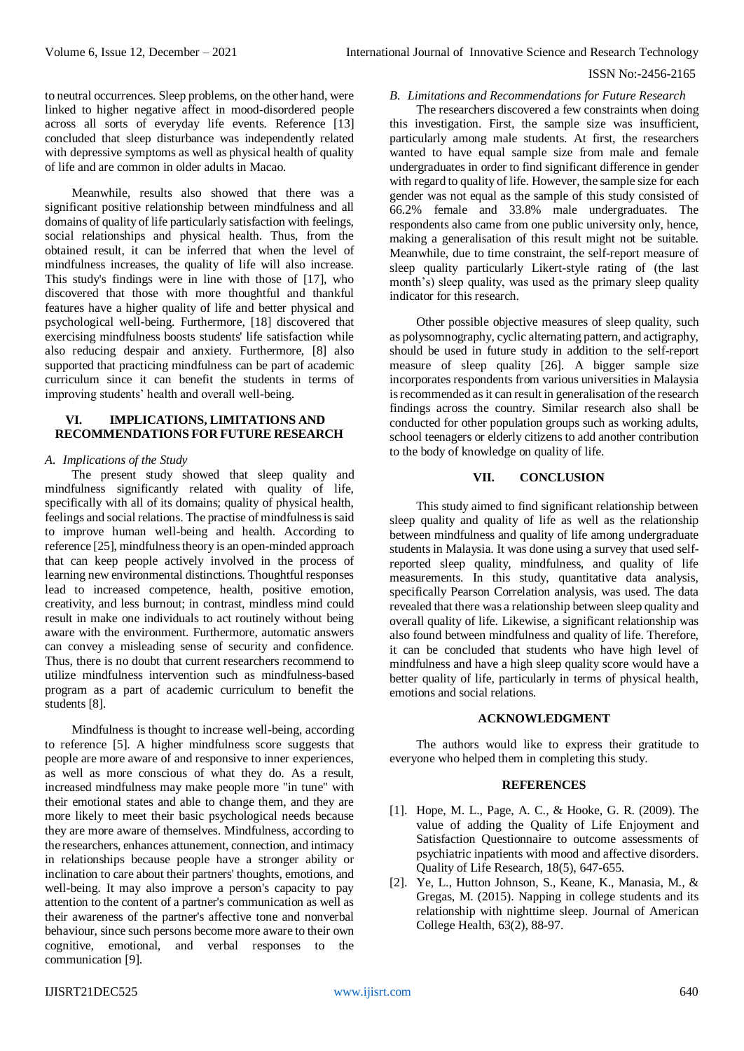to neutral occurrences. Sleep problems, on the other hand, were linked to higher negative affect in mood-disordered people across all sorts of everyday life events. Reference [13] concluded that sleep disturbance was independently related with depressive symptoms as well as physical health of quality of life and are common in older adults in Macao.

Meanwhile, results also showed that there was a significant positive relationship between mindfulness and all domains of quality of life particularly satisfaction with feelings, social relationships and physical health. Thus, from the obtained result, it can be inferred that when the level of mindfulness increases, the quality of life will also increase. This study's findings were in line with those of [17], who discovered that those with more thoughtful and thankful features have a higher quality of life and better physical and psychological well-being. Furthermore, [18] discovered that exercising mindfulness boosts students' life satisfaction while also reducing despair and anxiety. Furthermore, [8] also supported that practicing mindfulness can be part of academic curriculum since it can benefit the students in terms of improving students' health and overall well-being.

## VI. IMPLICATIONS, LIMITATIONS AND RECOMMENDATIONS FOR FUTURE RESEARCH

### *A. Implications of the Study*

The present study showed that sleep quality and mindfulness significantly related with quality of life, specifically with all of its domains; quality of physical health, feelings and social relations. The practise of mindfulness is said to improve human well-being and health. According to reference [25], mindfulness theory is an open-minded approach that can keep people actively involved in the process of learning new environmental distinctions. Thoughtful responses lead to increased competence, health, positive emotion, creativity, and less burnout; in contrast, mindless mind could result in make one individuals to act routinely without being aware with the environment. Furthermore, automatic answers can convey a misleading sense of security and confidence. Thus, there is no doubt that current researchers recommend to utilize mindfulness intervention such as mindfulness-based program as a part of academic curriculum to benefit the students [8].

Mindfulness is thought to increase well-being, according to reference [5]. A higher mindfulness score suggests that people are more aware of and responsive to inner experiences, as well as more conscious of what they do. As a result, increased mindfulness may make people more "in tune" with their emotional states and able to change them, and they are more likely to meet their basic psychological needs because they are more aware of themselves. Mindfulness, according to the researchers, enhances attunement, connection, and intimacy in relationships because people have a stronger ability or inclination to care about their partners' thoughts, emotions, and well-being. It may also improve a person's capacity to pay attention to the content of a partner's communication as well as their awareness of the partner's affective tone and nonverbal behaviour, since such persons become more aware to their own cognitive, emotional, and verbal responses to the communication [9].

### *B. Limitations and Recommendations for Future Research*

The researchers discovered a few constraints when doing this investigation. First, the sample size was insufficient, particularly among male students. At first, the researchers wanted to have equal sample size from male and female undergraduates in order to find significant difference in gender with regard to quality of life. However, the sample size for each gender was not equal as the sample of this study consisted of 66.2% female and 33.8% male undergraduates. The respondents also came from one public university only, hence, making a generalisation of this result might not be suitable. Meanwhile, due to time constraint, the self-report measure of sleep quality particularly Likert-style rating of (the last month's) sleep quality, was used as the primary sleep quality indicator for this research.

Other possible objective measures of sleep quality, such as polysomnography, cyclic alternating pattern, and actigraphy, should be used in future study in addition to the self-report measure of sleep quality [26]. A bigger sample size incorporates respondents from various universities in Malaysia is recommended as it can result in generalisation of the research findings across the country. Similar research also shall be conducted for other population groups such as working adults, school teenagers or elderly citizens to add another contribution to the body of knowledge on quality of life.

## VII. CONCLUSION

This study aimed to find significant relationship between sleep quality and quality of life as well as the relationship between mindfulness and quality of life among undergraduate students in Malaysia. It was done using a survey that used self-reported sleep quality, mindfulness, and quality of life measurements. In this study, quantitative data analysis, specifically Pearson Correlation analysis, was used. The data revealed that there was a relationship between sleep quality and overall quality of life. Likewise, a significant relationship was also found between mindfulness and quality of life. Therefore, it can be concluded that students who have high level of mindfulness and have a high sleep quality score would have a better quality of life, particularly in terms of physical health, emotions and social relations.

## ACKNOWLEDGMENT

The authors would like to express their gratitude to everyone who helped them in completing this study.

## REFERENCES

[1]. Hope, M. L., Page, A. C., & Hooke, G. R. (2009). The value of adding the Quality of Life Enjoyment and Satisfaction Questionnaire to outcome assessments of psychiatric inpatients with mood and affective disorders. Quality of Life Research, 18(5), 647-655.

[2]. Ye, L., Hutton Johnson, S., Keane, K., Manasia, M., & Gregas, M. (2015). Napping in college students and its relationship with nighttime sleep. Journal of American College Health, 63(2), 88-97.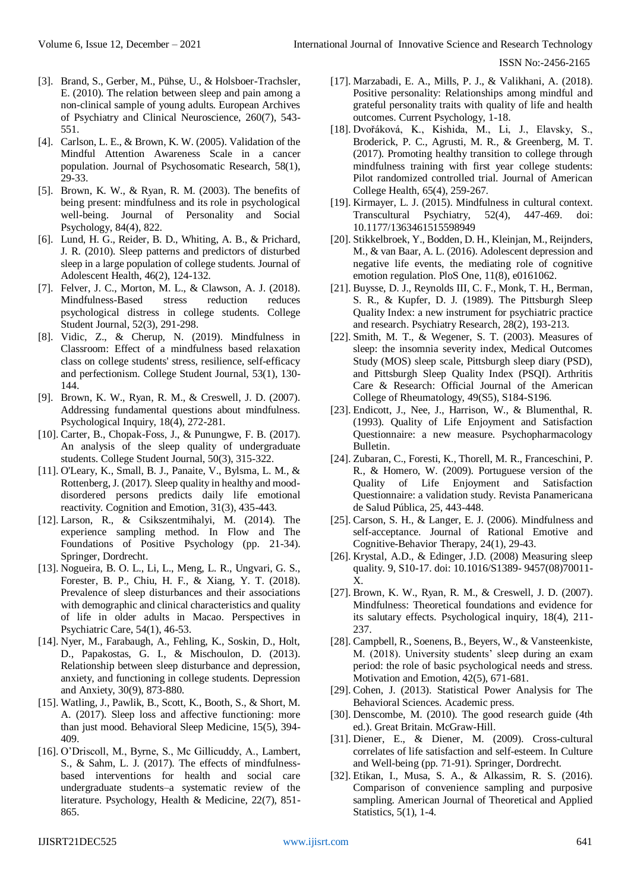[3]. Brand, S., Gerber, M., Pühse, U., & Holsboer-Trachsler, E. (2010). The relation between sleep and pain among a non-clinical sample of young adults. European Archives of Psychiatry and Clinical Neuroscience, 260(7), 543-551.

[4]. Carlson, L. E., & Brown, K. W. (2005). Validation of the Mindful Attention Awareness Scale in a cancer population. Journal of Psychosomatic Research, 58(1), 29-33.

[5]. Brown, K. W., & Ryan, R. M. (2003). The benefits of being present: mindfulness and its role in psychological well-being. Journal of Personality and Social Psychology, 84(4), 822.

[6]. Lund, H. G., Reider, B. D., Whiting, A. B., & Prichard, J. R. (2010). Sleep patterns and predictors of disturbed sleep in a large population of college students. Journal of Adolescent Health, 46(2), 124-132.

[7]. Felver, J. C., Morton, M. L., & Clawson, A. J. (2018). Mindfulness-Based stress reduction reduces psychological distress in college students. College Student Journal, 52(3), 291-298.

[8]. Vidic, Z., & Cherup, N. (2019). Mindfulness in Classroom: Effect of a mindfulness based relaxation class on college students' stress, resilience, self-efficacy and perfectionism. College Student Journal, 53(1), 130-144.

[9]. Brown, K. W., Ryan, R. M., & Creswell, J. D. (2007). Addressing fundamental questions about mindfulness. Psychological Inquiry, 18(4), 272-281.

[10]. Carter, B., Chopak-Foss, J., & Punungwe, F. B. (2017). An analysis of the sleep quality of undergraduate students. College Student Journal, 50(3), 315-322.

[11]. O'Leary, K., Small, B. J., Panaite, V., Bylsma, L. M., & Rottenberg, J. (2017). Sleep quality in healthy and mood-disordered persons predicts daily life emotional reactivity. Cognition and Emotion, 31(3), 435-443.

[12]. Larson, R., & Csikszentmihalyi, M. (2014). The experience sampling method. In Flow and The Foundations of Positive Psychology (pp. 21-34). Springer, Dordrecht.

[13]. Nogueira, B. O. L., Li, L., Meng, L. R., Ungvari, G. S., Forester, B. P., Chiu, H. F., & Xiang, Y. T. (2018). Prevalence of sleep disturbances and their associations with demographic and clinical characteristics and quality of life in older adults in Macao. Perspectives in Psychiatric Care, 54(1), 46-53.

[14]. Nyer, M., Farabaugh, A., Fehling, K., Soskin, D., Holt, D., Papakostas, G. I., & Mischoulon, D. (2013). Relationship between sleep disturbance and depression, anxiety, and functioning in college students. Depression and Anxiety, 30(9), 873-880.

[15]. Watling, J., Pawlik, B., Scott, K., Booth, S., & Short, M. A. (2017). Sleep loss and affective functioning: more than just mood. Behavioral Sleep Medicine, 15(5), 394-409.

[16]. O'Driscoll, M., Byrne, S., Mc Gillicuddy, A., Lambert, S., & Sahm, L. J. (2017). The effects of mindfulness-based interventions for health and social care undergraduate students–a systematic review of the literature. Psychology, Health & Medicine, 22(7), 851-865.

[17]. Marzabadi, E. A., Mills, P. J., & Valikhani, A. (2018). Positive personality: Relationships among mindful and grateful personality traits with quality of life and health outcomes. Current Psychology, 1-18.

[18]. Dvořáková, K., Kishida, M., Li, J., Elavsky, S., Broderick, P. C., Agrusti, M. R., & Greenberg, M. T. (2017). Promoting healthy transition to college through mindfulness training with first year college students: Pilot randomized controlled trial. Journal of American College Health, 65(4), 259-267.

[19]. Kirmayer, L. J. (2015). Mindfulness in cultural context. Transcultural Psychiatry, 52(4), 447-469. doi: 10.1177/1363461515598949

[20]. Stikkelbroek, Y., Bodden, D. H., Kleinjan, M., Reijnders, M., & van Baar, A. L. (2016). Adolescent depression and negative life events, the mediating role of cognitive emotion regulation. PloS One, 11(8), e0161062.

[21]. Buysse, D. J., Reynolds III, C. F., Monk, T. H., Berman, S. R., & Kupfer, D. J. (1989). The Pittsburgh Sleep Quality Index: a new instrument for psychiatric practice and research. Psychiatry Research, 28(2), 193-213.

[22]. Smith, M. T., & Wegener, S. T. (2003). Measures of sleep: the insomnia severity index, Medical Outcomes Study (MOS) sleep scale, Pittsburgh sleep diary (PSD), and Pittsburgh Sleep Quality Index (PSQI). Arthritis Care & Research: Official Journal of the American College of Rheumatology, 49(S5), S184-S196.

[23]. Endicott, J., Nee, J., Harrison, W., & Blumenthal, R. (1993). Quality of Life Enjoyment and Satisfaction Questionnaire: a new measure. Psychopharmacology Bulletin.

[24]. Zubaran, C., Foresti, K., Thorell, M. R., Franceschini, P. R., & Homero, W. (2009). Portuguese version of the Quality of Life Enjoyment and Satisfaction Questionnaire: a validation study. Revista Panamericana de Salud Pública, 25, 443-448.

[25]. Carson, S. H., & Langer, E. J. (2006). Mindfulness and self-acceptance. Journal of Rational Emotive and Cognitive-Behavior Therapy, 24(1), 29-43.

[26]. Krystal, A.D., & Edinger, J.D. (2008) Measuring sleep quality. 9, S10-17. doi: 10.1016/S1389- 9457(08)70011-X.

[27]. Brown, K. W., Ryan, R. M., & Creswell, J. D. (2007). Mindfulness: Theoretical foundations and evidence for its salutary effects. Psychological inquiry, 18(4), 211-237.

[28]. Campbell, R., Soenens, B., Beyers, W., & Vansteenkiste, M. (2018). University students' sleep during an exam period: the role of basic psychological needs and stress. Motivation and Emotion, 42(5), 671-681.

[29]. Cohen, J. (2013). Statistical Power Analysis for The Behavioral Sciences. Academic press.

[30]. Denscombe, M. (2010). The good research guide (4th ed.). Great Britain. McGraw-Hill.

[31]. Diener, E., & Diener, M. (2009). Cross-cultural correlates of life satisfaction and self-esteem. In Culture and Well-being (pp. 71-91). Springer, Dordrecht.

[32]. Etikan, I., Musa, S. A., & Alkassim, R. S. (2016). Comparison of convenience sampling and purposive sampling. American Journal of Theoretical and Applied Statistics, 5(1), 1-4.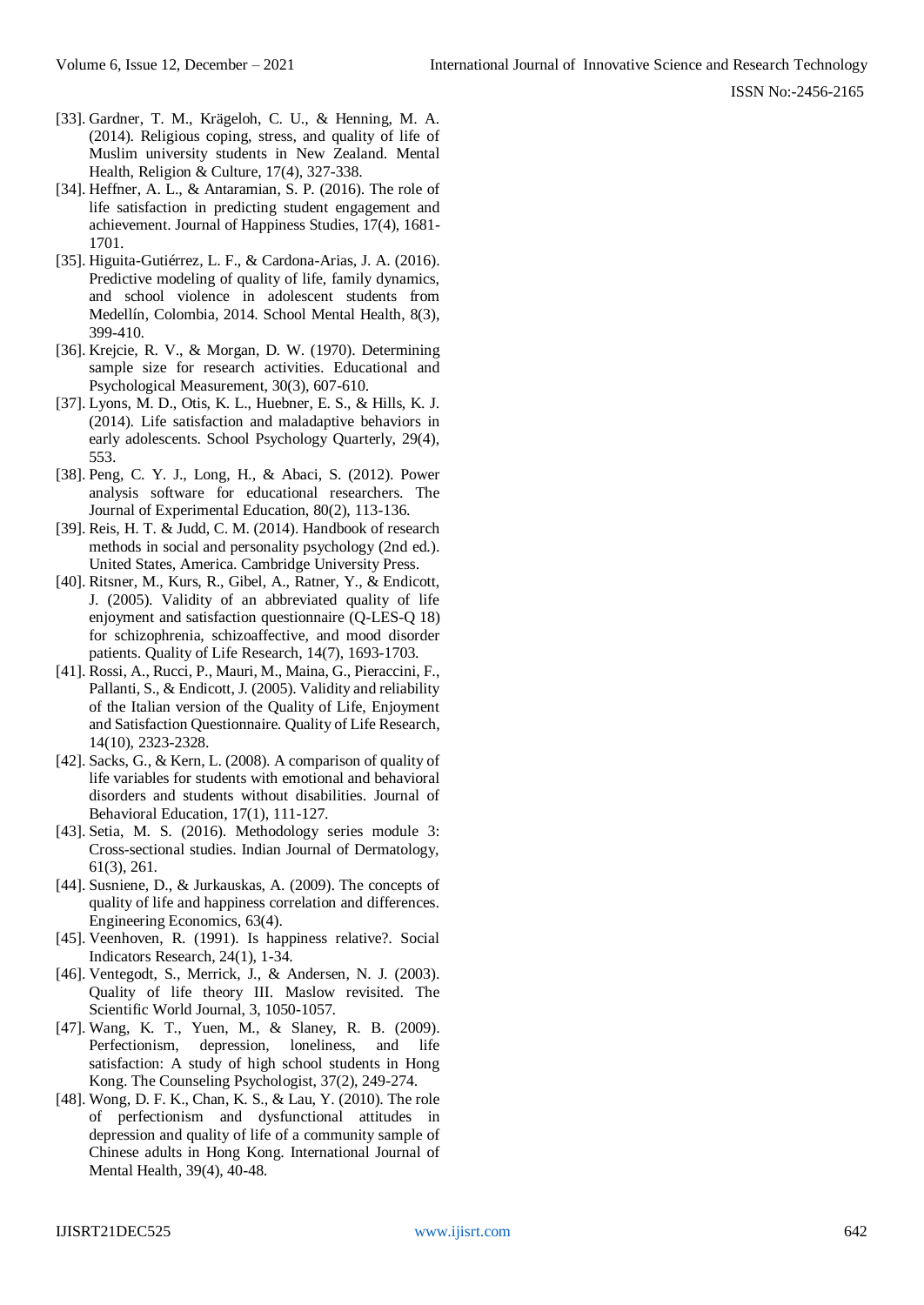[33]. Gardner, T. M., Krägeloh, C. U., & Henning, M. A. (2014). Religious coping, stress, and quality of life of Muslim university students in New Zealand. Mental Health, Religion & Culture, 17(4), 327-338.

[34]. Heffner, A. L., & Antaramian, S. P. (2016). The role of life satisfaction in predicting student engagement and achievement. Journal of Happiness Studies, 17(4), 1681-1701.

[35]. Higuita-Gutiérrez, L. F., & Cardona-Arias, J. A. (2016). Predictive modeling of quality of life, family dynamics, and school violence in adolescent students from Medellín, Colombia, 2014. School Mental Health, 8(3), 399-410.

[36]. Krejcie, R. V., & Morgan, D. W. (1970). Determining sample size for research activities. Educational and Psychological Measurement, 30(3), 607-610.

[37]. Lyons, M. D., Otis, K. L., Huebner, E. S., & Hills, K. J. (2014). Life satisfaction and maladaptive behaviors in early adolescents. School Psychology Quarterly, 29(4), 553.

[38]. Peng, C. Y. J., Long, H., & Abaci, S. (2012). Power analysis software for educational researchers. The Journal of Experimental Education, 80(2), 113-136.

[39]. Reis, H. T. & Judd, C. M. (2014). Handbook of research methods in social and personality psychology (2nd ed.). United States, America. Cambridge University Press.

[40]. Ritsner, M., Kurs, R., Gibel, A., Ratner, Y., & Endicott, J. (2005). Validity of an abbreviated quality of life enjoyment and satisfaction questionnaire (Q-LES-Q 18) for schizophrenia, schizoaffective, and mood disorder patients. Quality of Life Research, 14(7), 1693-1703.

[41]. Rossi, A., Rucci, P., Mauri, M., Maina, G., Pieraccini, F., Pallanti, S., & Endicott, J. (2005). Validity and reliability of the Italian version of the Quality of Life, Enjoyment and Satisfaction Questionnaire. Quality of Life Research, 14(10), 2323-2328.

[42]. Sacks, G., & Kern, L. (2008). A comparison of quality of life variables for students with emotional and behavioral disorders and students without disabilities. Journal of Behavioral Education, 17(1), 111-127.

[43]. Setia, M. S. (2016). Methodology series module 3: Cross-sectional studies. Indian Journal of Dermatology, 61(3), 261.

[44]. Susniene, D., & Jurkauskas, A. (2009). The concepts of quality of life and happiness correlation and differences. Engineering Economics, 63(4).

[45]. Veenhoven, R. (1991). Is happiness relative?. Social Indicators Research, 24(1), 1-34.

[46]. Ventegodt, S., Merrick, J., & Andersen, N. J. (2003). Quality of life theory III. Maslow revisited. The Scientific World Journal, 3, 1050-1057.

[47]. Wang, K. T., Yuen, M., & Slaney, R. B. (2009). Perfectionism, depression, loneliness, and life satisfaction: A study of high school students in Hong Kong. The Counseling Psychologist, 37(2), 249-274.

[48]. Wong, D. F. K., Chan, K. S., & Lau, Y. (2010). The role of perfectionism and dysfunctional attitudes in depression and quality of life of a community sample of Chinese adults in Hong Kong. International Journal of Mental Health, 39(4), 40-48.